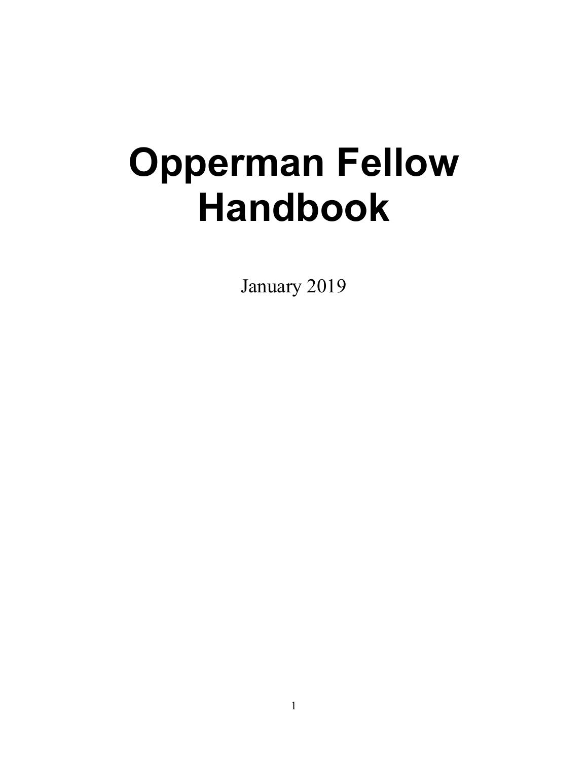# Opperman Fellow Handbook

January 2019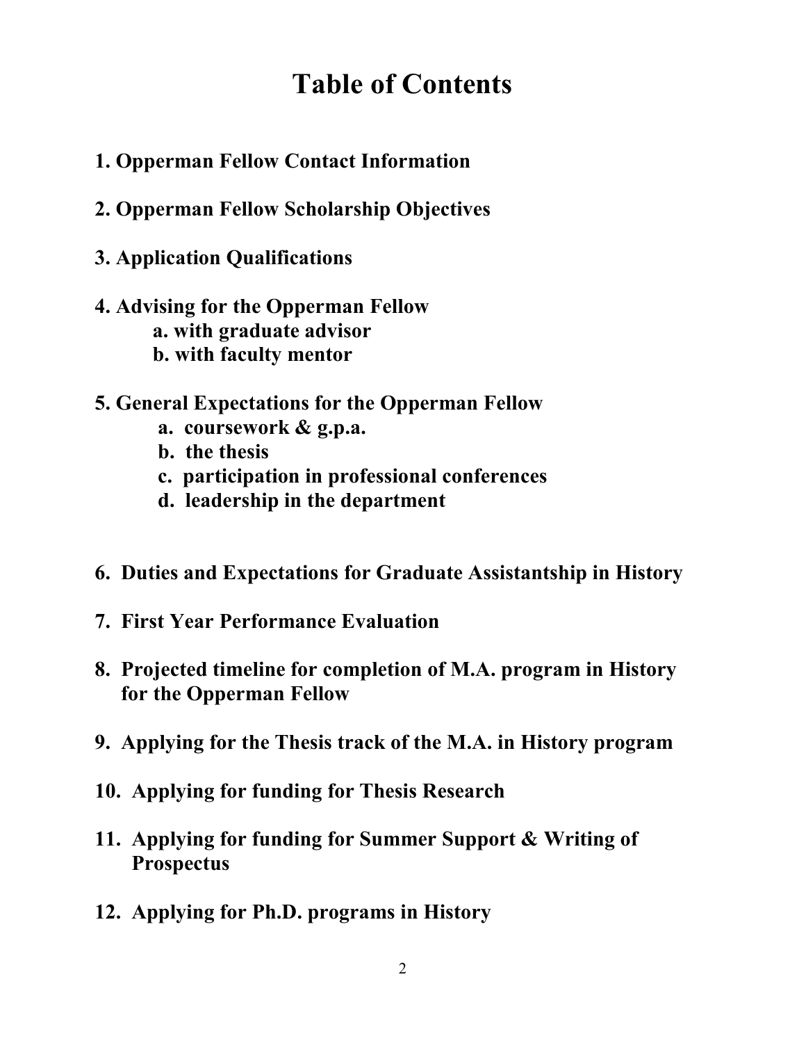# Table of Contents

**1. Opperman Fellow Contact Information**

**2. Opperman Fellow Scholarship Objectives**

**3. Application Qualifications**

**4. Advising for the Opperman Fellow**
- **a. with graduate advisor**
- **b. with faculty mentor**

**5. General Expectations for the Opperman Fellow**
- **a. coursework & g.p.a.**
- **b. the thesis**
- **c. participation in professional conferences**
- **d. leadership in the department**

**6. Duties and Expectations for Graduate Assistantship in History**

**7. First Year Performance Evaluation**

**8. Projected timeline for completion of M.A. program in History for the Opperman Fellow**

**9. Applying for the Thesis track of the M.A. in History program**

**10. Applying for funding for Thesis Research**

**11. Applying for funding for Summer Support & Writing of Prospectus**

**12. Applying for Ph.D. programs in History**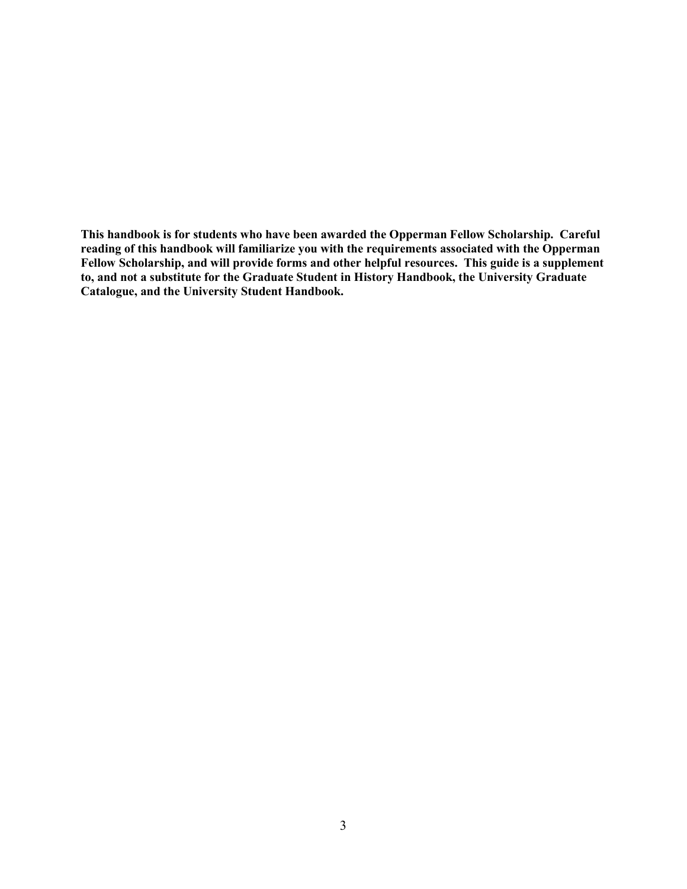**This handbook is for students who have been awarded the Opperman Fellow Scholarship. Careful reading of this handbook will familiarize you with the requirements associated with the Opperman Fellow Scholarship, and will provide forms and other helpful resources. This guide is a supplement to, and not a substitute for the Graduate Student in History Handbook, the University Graduate Catalogue, and the University Student Handbook.**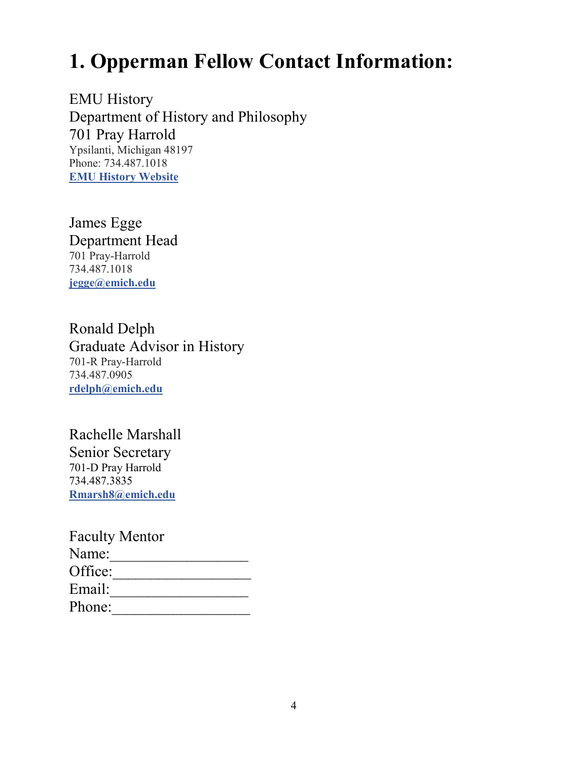# 1. Opperman Fellow Contact Information:

EMU History
Department of History and Philosophy
701 Pray Harrold
Ypsilanti, Michigan 48197
Phone: 734.487.1018
**EMU History Website**

James Egge
Department Head
701 Pray-Harrold
734.487.1018
**jegge@emich.edu**

Ronald Delph
Graduate Advisor in History
701-R Pray-Harrold
734.487.0905
**rdelph@emich.edu**

Rachelle Marshall
Senior Secretary
701-D Pray Harrold
734.487.3835
**Rmarsh8@emich.edu**

Faculty Mentor
Name:__________________
Office:__________________
Email:__________________
Phone:__________________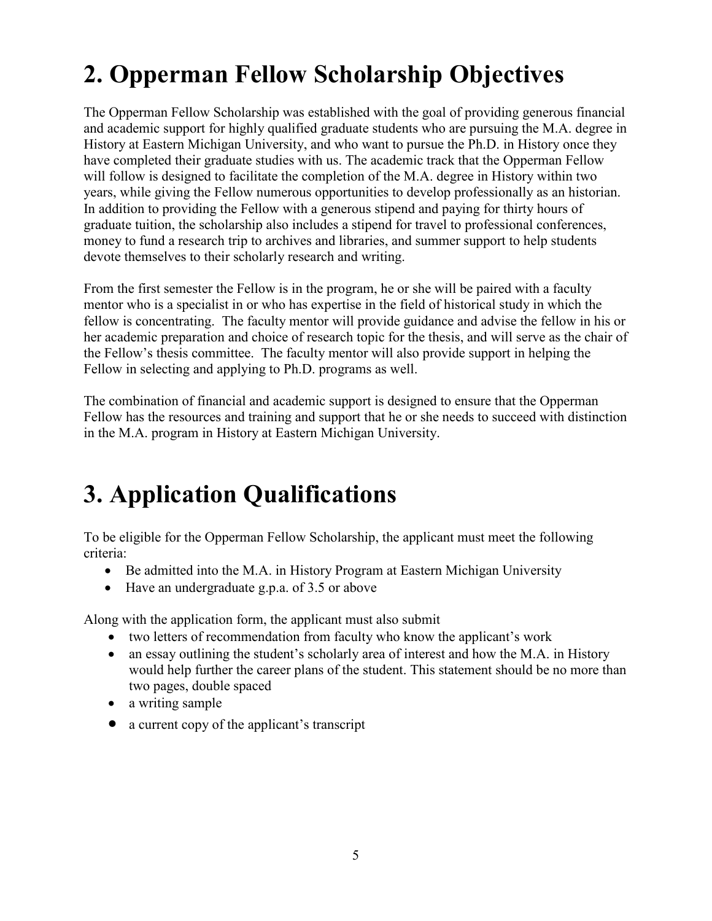# 2. Opperman Fellow Scholarship Objectives

The Opperman Fellow Scholarship was established with the goal of providing generous financial and academic support for highly qualified graduate students who are pursuing the M.A. degree in History at Eastern Michigan University, and who want to pursue the Ph.D. in History once they have completed their graduate studies with us. The academic track that the Opperman Fellow will follow is designed to facilitate the completion of the M.A. degree in History within two years, while giving the Fellow numerous opportunities to develop professionally as an historian. In addition to providing the Fellow with a generous stipend and paying for thirty hours of graduate tuition, the scholarship also includes a stipend for travel to professional conferences, money to fund a research trip to archives and libraries, and summer support to help students devote themselves to their scholarly research and writing.

From the first semester the Fellow is in the program, he or she will be paired with a faculty mentor who is a specialist in or who has expertise in the field of historical study in which the fellow is concentrating. The faculty mentor will provide guidance and advise the fellow in his or her academic preparation and choice of research topic for the thesis, and will serve as the chair of the Fellow's thesis committee. The faculty mentor will also provide support in helping the Fellow in selecting and applying to Ph.D. programs as well.

The combination of financial and academic support is designed to ensure that the Opperman Fellow has the resources and training and support that he or she needs to succeed with distinction in the M.A. program in History at Eastern Michigan University.

# 3. Application Qualifications

To be eligible for the Opperman Fellow Scholarship, the applicant must meet the following criteria:

- Be admitted into the M.A. in History Program at Eastern Michigan University
- Have an undergraduate g.p.a. of 3.5 or above

Along with the application form, the applicant must also submit

- two letters of recommendation from faculty who know the applicant's work
- an essay outlining the student's scholarly area of interest and how the M.A. in History would help further the career plans of the student. This statement should be no more than two pages, double spaced
- a writing sample
- a current copy of the applicant's transcript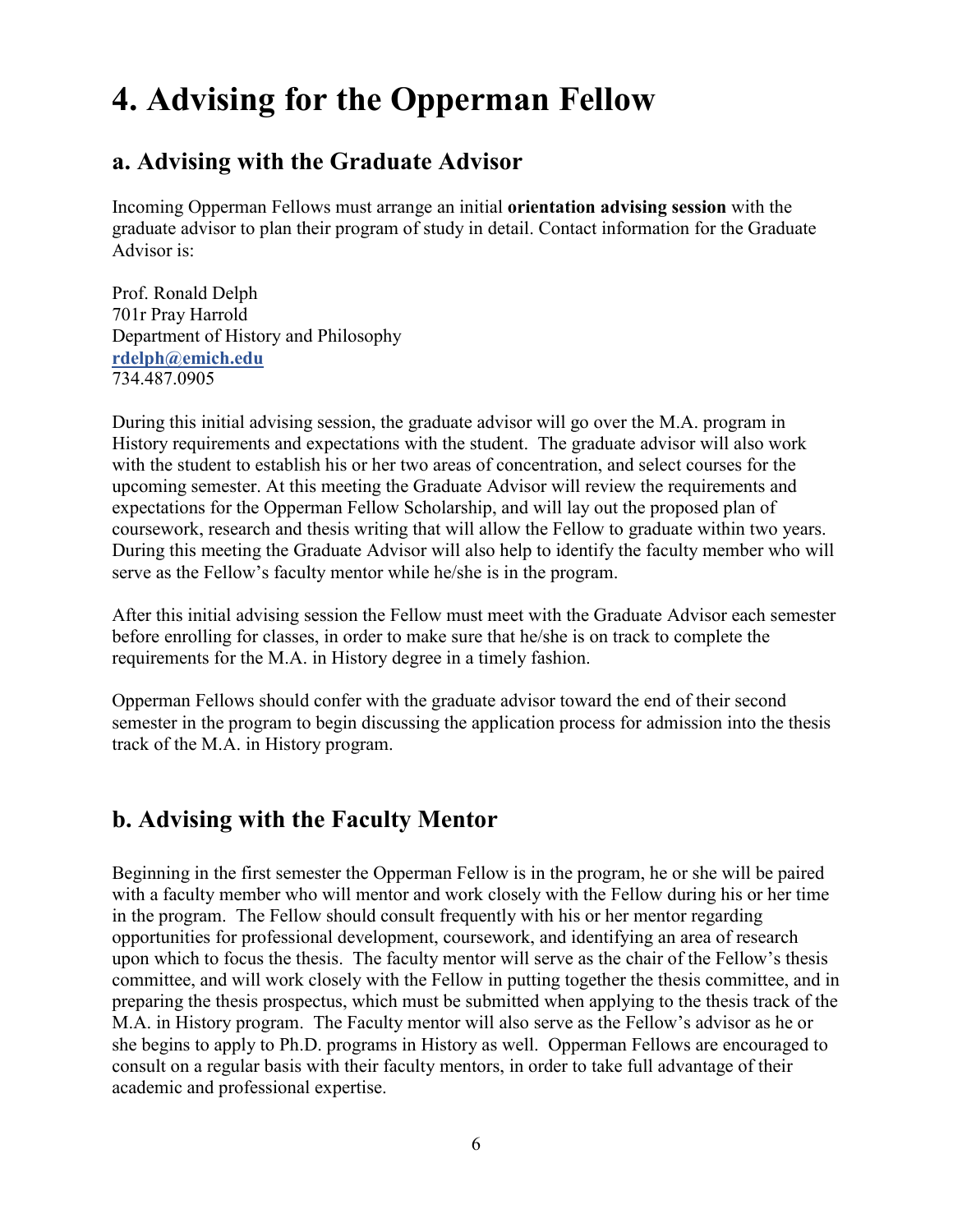# 4. Advising for the Opperman Fellow

## a. Advising with the Graduate Advisor

Incoming Opperman Fellows must arrange an initial **orientation advising session** with the graduate advisor to plan their program of study in detail. Contact information for the Graduate Advisor is:

Prof. Ronald Delph  
701r Pray Harrold  
Department of History and Philosophy  
**rdelph@emich.edu**  
734.487.0905

During this initial advising session, the graduate advisor will go over the M.A. program in History requirements and expectations with the student. The graduate advisor will also work with the student to establish his or her two areas of concentration, and select courses for the upcoming semester. At this meeting the Graduate Advisor will review the requirements and expectations for the Opperman Fellow Scholarship, and will lay out the proposed plan of coursework, research and thesis writing that will allow the Fellow to graduate within two years. During this meeting the Graduate Advisor will also help to identify the faculty member who will serve as the Fellow's faculty mentor while he/she is in the program.

After this initial advising session the Fellow must meet with the Graduate Advisor each semester before enrolling for classes, in order to make sure that he/she is on track to complete the requirements for the M.A. in History degree in a timely fashion.

Opperman Fellows should confer with the graduate advisor toward the end of their second semester in the program to begin discussing the application process for admission into the thesis track of the M.A. in History program.

## b. Advising with the Faculty Mentor

Beginning in the first semester the Opperman Fellow is in the program, he or she will be paired with a faculty member who will mentor and work closely with the Fellow during his or her time in the program. The Fellow should consult frequently with his or her mentor regarding opportunities for professional development, coursework, and identifying an area of research upon which to focus the thesis. The faculty mentor will serve as the chair of the Fellow's thesis committee, and will work closely with the Fellow in putting together the thesis committee, and in preparing the thesis prospectus, which must be submitted when applying to the thesis track of the M.A. in History program. The Faculty mentor will also serve as the Fellow's advisor as he or she begins to apply to Ph.D. programs in History as well. Opperman Fellows are encouraged to consult on a regular basis with their faculty mentors, in order to take full advantage of their academic and professional expertise.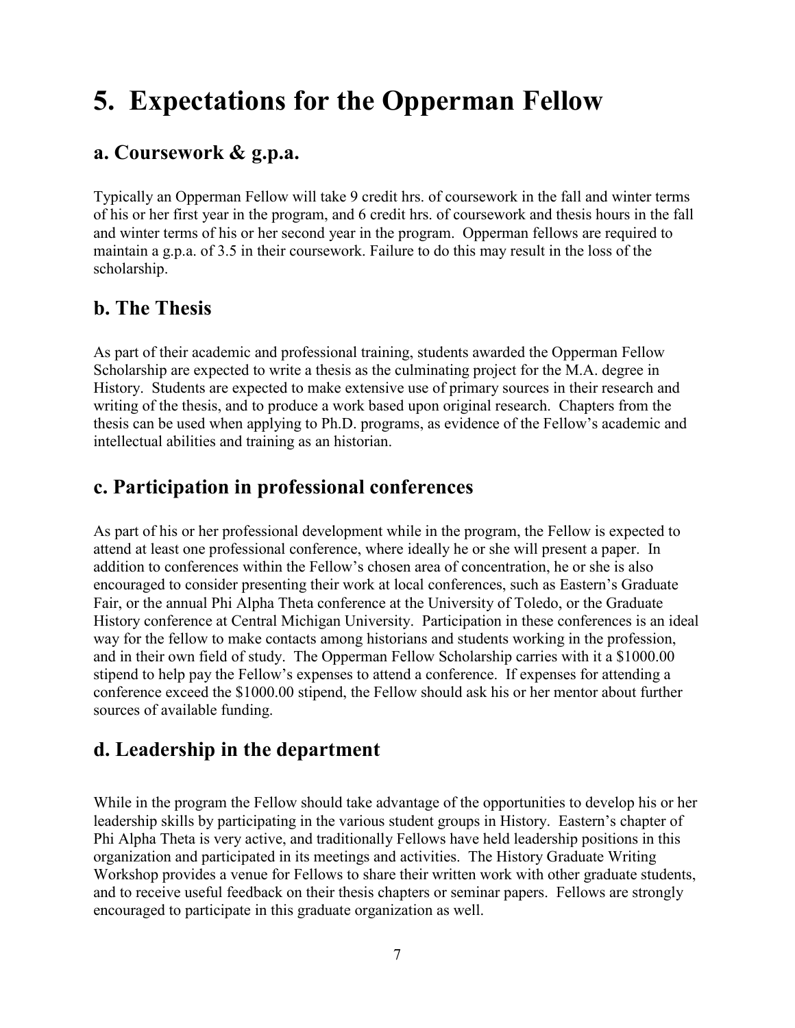# 5. Expectations for the Opperman Fellow

## a. Coursework & g.p.a.

Typically an Opperman Fellow will take 9 credit hrs. of coursework in the fall and winter terms of his or her first year in the program, and 6 credit hrs. of coursework and thesis hours in the fall and winter terms of his or her second year in the program. Opperman fellows are required to maintain a g.p.a. of 3.5 in their coursework. Failure to do this may result in the loss of the scholarship.

## b. The Thesis

As part of their academic and professional training, students awarded the Opperman Fellow Scholarship are expected to write a thesis as the culminating project for the M.A. degree in History. Students are expected to make extensive use of primary sources in their research and writing of the thesis, and to produce a work based upon original research. Chapters from the thesis can be used when applying to Ph.D. programs, as evidence of the Fellow's academic and intellectual abilities and training as an historian.

## c. Participation in professional conferences

As part of his or her professional development while in the program, the Fellow is expected to attend at least one professional conference, where ideally he or she will present a paper. In addition to conferences within the Fellow's chosen area of concentration, he or she is also encouraged to consider presenting their work at local conferences, such as Eastern's Graduate Fair, or the annual Phi Alpha Theta conference at the University of Toledo, or the Graduate History conference at Central Michigan University. Participation in these conferences is an ideal way for the fellow to make contacts among historians and students working in the profession, and in their own field of study. The Opperman Fellow Scholarship carries with it a $1000.00 stipend to help pay the Fellow's expenses to attend a conference. If expenses for attending a conference exceed the $1000.00 stipend, the Fellow should ask his or her mentor about further sources of available funding.

## d. Leadership in the department

While in the program the Fellow should take advantage of the opportunities to develop his or her leadership skills by participating in the various student groups in History. Eastern's chapter of Phi Alpha Theta is very active, and traditionally Fellows have held leadership positions in this organization and participated in its meetings and activities. The History Graduate Writing Workshop provides a venue for Fellows to share their written work with other graduate students, and to receive useful feedback on their thesis chapters or seminar papers. Fellows are strongly encouraged to participate in this graduate organization as well.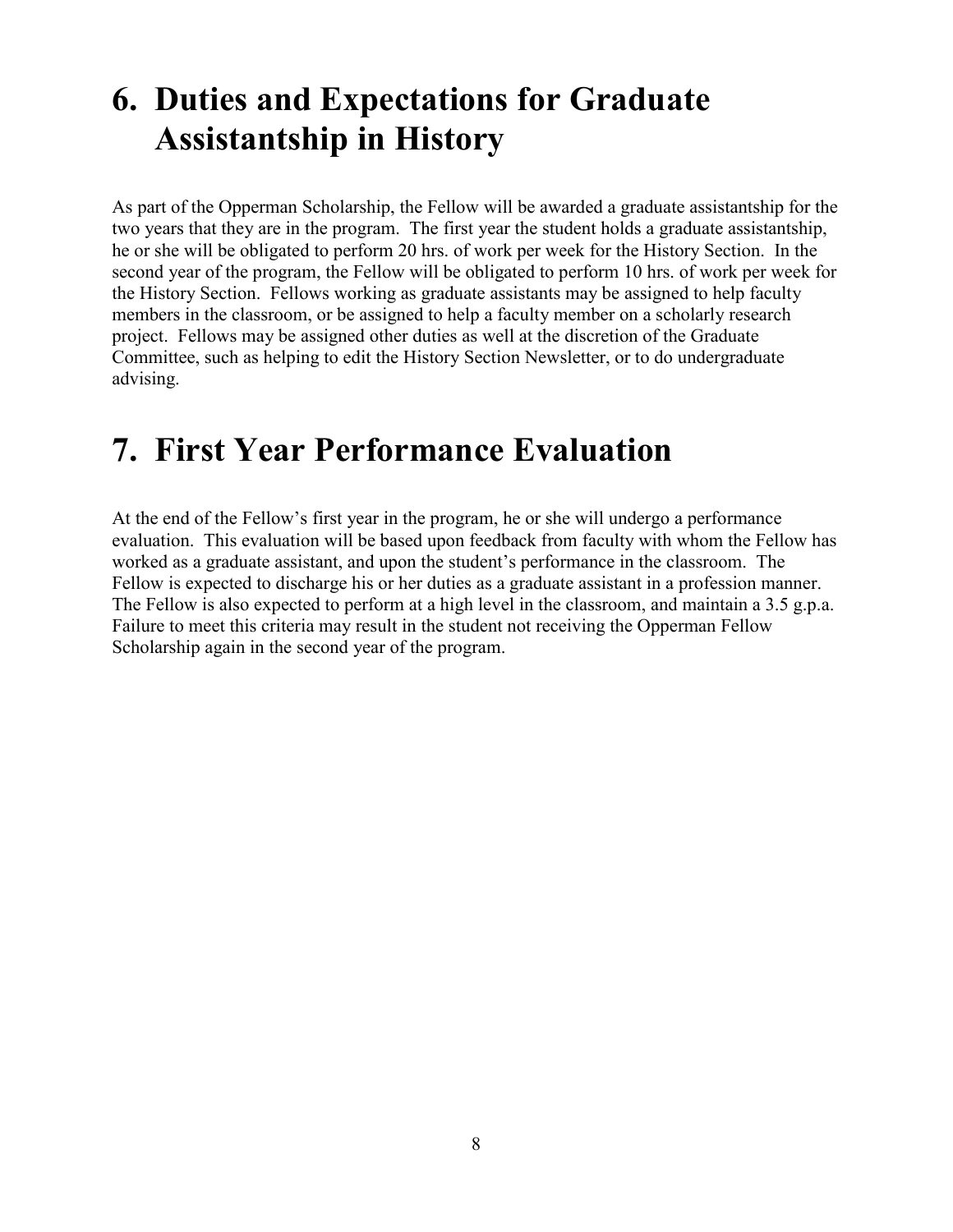# 6. Duties and Expectations for Graduate Assistantship in History

As part of the Opperman Scholarship, the Fellow will be awarded a graduate assistantship for the two years that they are in the program. The first year the student holds a graduate assistantship, he or she will be obligated to perform 20 hrs. of work per week for the History Section. In the second year of the program, the Fellow will be obligated to perform 10 hrs. of work per week for the History Section. Fellows working as graduate assistants may be assigned to help faculty members in the classroom, or be assigned to help a faculty member on a scholarly research project. Fellows may be assigned other duties as well at the discretion of the Graduate Committee, such as helping to edit the History Section Newsletter, or to do undergraduate advising.

# 7. First Year Performance Evaluation

At the end of the Fellow's first year in the program, he or she will undergo a performance evaluation. This evaluation will be based upon feedback from faculty with whom the Fellow has worked as a graduate assistant, and upon the student's performance in the classroom. The Fellow is expected to discharge his or her duties as a graduate assistant in a profession manner. The Fellow is also expected to perform at a high level in the classroom, and maintain a 3.5 g.p.a. Failure to meet this criteria may result in the student not receiving the Opperman Fellow Scholarship again in the second year of the program.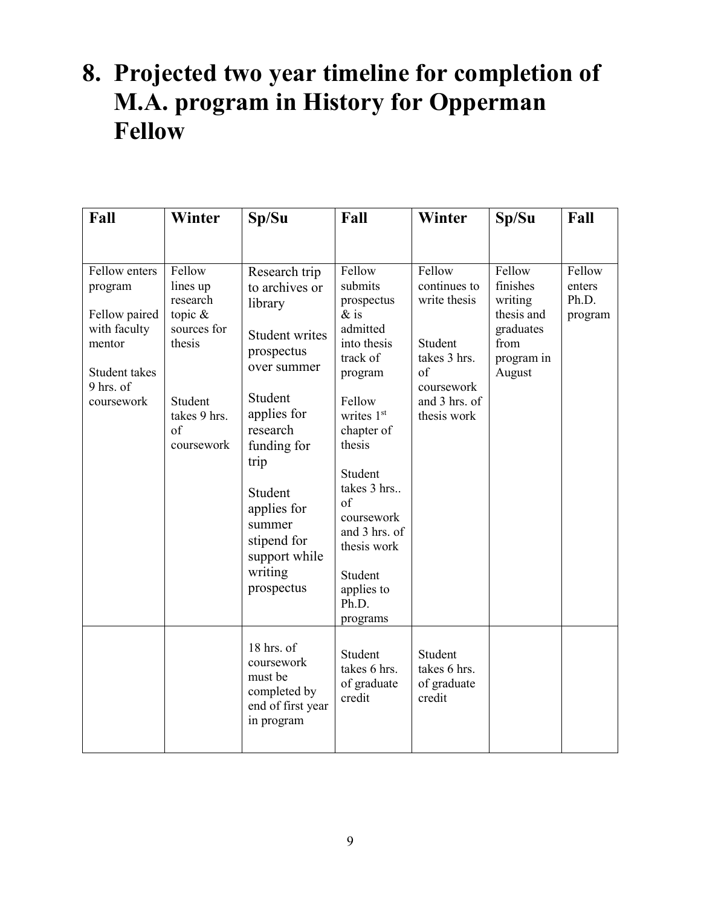# 8. Projected two year timeline for completion of M.A. program in History for Opperman Fellow

| Fall | Winter | Sp/Su | Fall | Winter | Sp/Su | Fall |
|---|---|---|---|---|---|---|
| Fellow enters program<br><br>Fellow paired with faculty mentor<br><br>Student takes 9 hrs. of coursework | Fellow lines up research topic & sources for thesis<br><br>Student takes 9 hrs. of coursework | Research trip to archives or library<br><br>Student writes prospectus over summer<br><br>Student applies for research funding for trip<br><br>Student applies for summer stipend for support while writing prospectus | Fellow submits prospectus & is admitted into thesis track of program<br><br>Fellow writes 1st chapter of thesis<br><br>Student takes 3 hrs.. of coursework and 3 hrs. of thesis work<br><br>Student applies to Ph.D. programs | Fellow continues to write thesis<br><br>Student takes 3 hrs. of coursework and 3 hrs. of thesis work | Fellow finishes writing thesis and graduates from program in August | Fellow enters Ph.D. program |
| | | 18 hrs. of coursework must be completed by end of first year in program | Student takes 6 hrs. of graduate credit | Student takes 6 hrs. of graduate credit | | |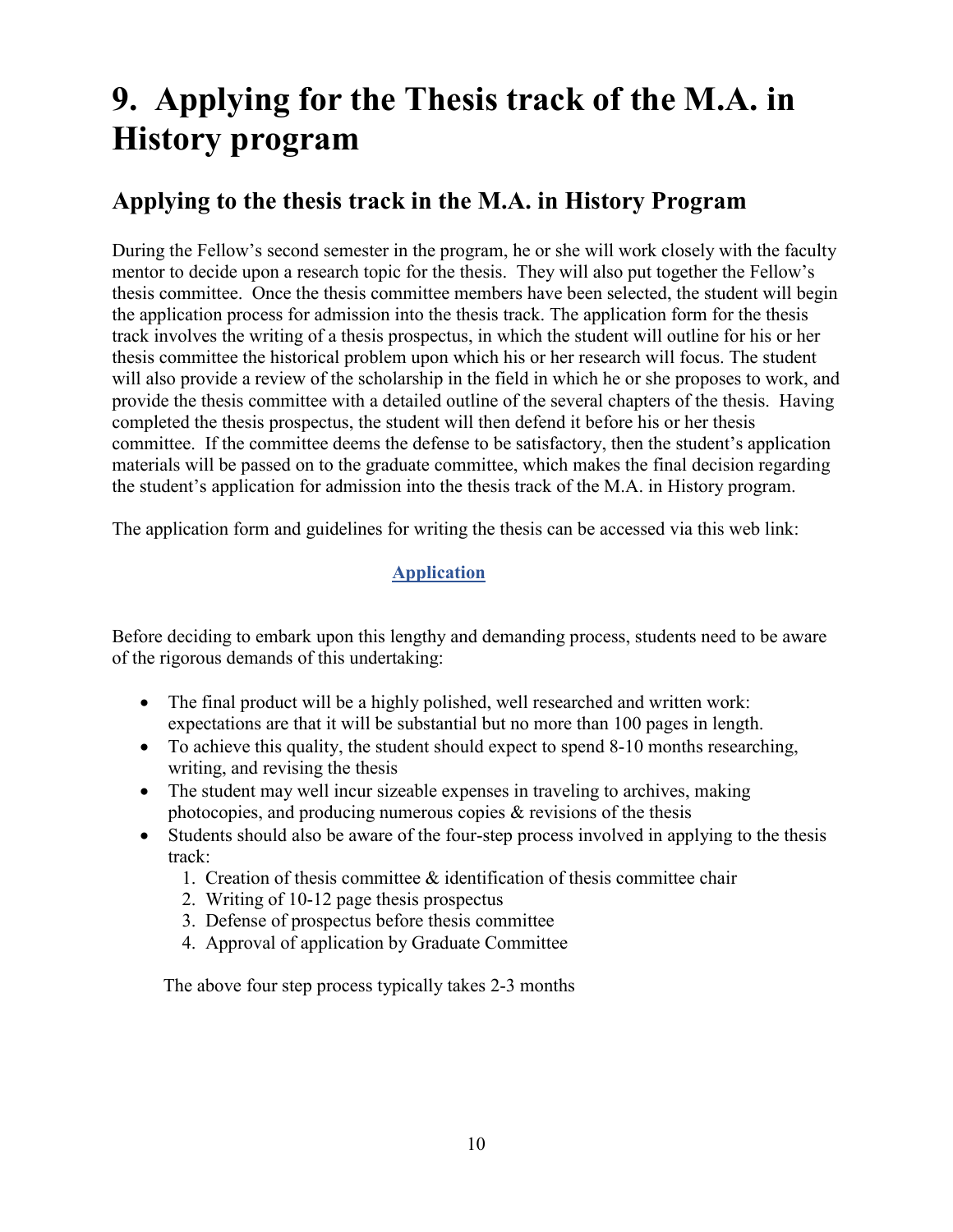# 9. Applying for the Thesis track of the M.A. in History program

## Applying to the thesis track in the M.A. in History Program

During the Fellow's second semester in the program, he or she will work closely with the faculty mentor to decide upon a research topic for the thesis. They will also put together the Fellow's thesis committee. Once the thesis committee members have been selected, the student will begin the application process for admission into the thesis track. The application form for the thesis track involves the writing of a thesis prospectus, in which the student will outline for his or her thesis committee the historical problem upon which his or her research will focus. The student will also provide a review of the scholarship in the field in which he or she proposes to work, and provide the thesis committee with a detailed outline of the several chapters of the thesis. Having completed the thesis prospectus, the student will then defend it before his or her thesis committee. If the committee deems the defense to be satisfactory, then the student's application materials will be passed on to the graduate committee, which makes the final decision regarding the student's application for admission into the thesis track of the M.A. in History program.

The application form and guidelines for writing the thesis can be accessed via this web link:

**Application**

Before deciding to embark upon this lengthy and demanding process, students need to be aware of the rigorous demands of this undertaking:

- The final product will be a highly polished, well researched and written work: expectations are that it will be substantial but no more than 100 pages in length.
- To achieve this quality, the student should expect to spend 8-10 months researching, writing, and revising the thesis
- The student may well incur sizeable expenses in traveling to archives, making photocopies, and producing numerous copies & revisions of the thesis
- Students should also be aware of the four-step process involved in applying to the thesis track:
    1. Creation of thesis committee & identification of thesis committee chair
    2. Writing of 10-12 page thesis prospectus
    3. Defense of prospectus before thesis committee
    4. Approval of application by Graduate Committee

The above four step process typically takes 2-3 months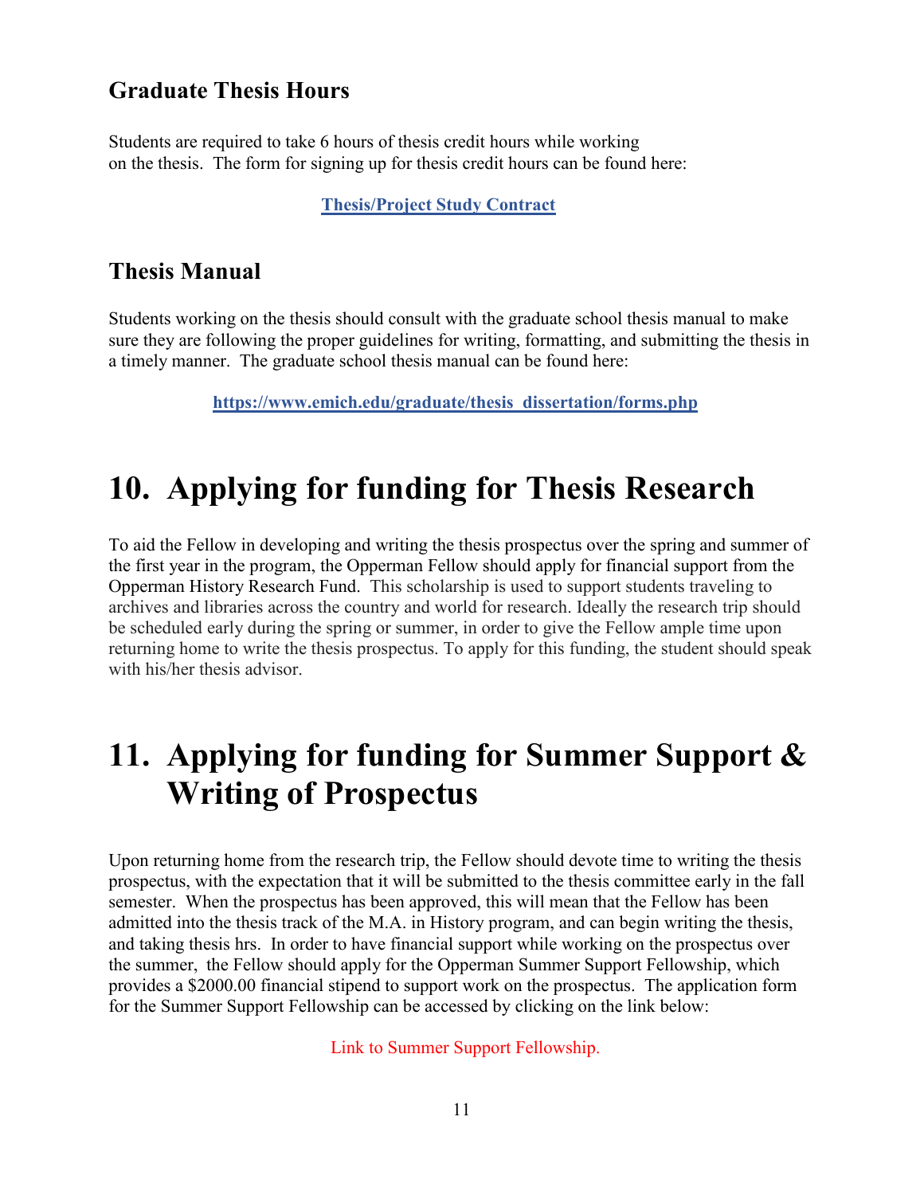### Graduate Thesis Hours

Students are required to take 6 hours of thesis credit hours while working on the thesis. The form for signing up for thesis credit hours can be found here:

**Thesis/Project Study Contract**

### Thesis Manual

Students working on the thesis should consult with the graduate school thesis manual to make sure they are following the proper guidelines for writing, formatting, and submitting the thesis in a timely manner. The graduate school thesis manual can be found here:

**https://www.emich.edu/graduate/thesis_dissertation/forms.php**

# 10. Applying for funding for Thesis Research

To aid the Fellow in developing and writing the thesis prospectus over the spring and summer of the first year in the program, the Opperman Fellow should apply for financial support from the Opperman History Research Fund. This scholarship is used to support students traveling to archives and libraries across the country and world for research. Ideally the research trip should be scheduled early during the spring or summer, in order to give the Fellow ample time upon returning home to write the thesis prospectus. To apply for this funding, the student should speak with his/her thesis advisor.

# 11. Applying for funding for Summer Support & Writing of Prospectus

Upon returning home from the research trip, the Fellow should devote time to writing the thesis prospectus, with the expectation that it will be submitted to the thesis committee early in the fall semester. When the prospectus has been approved, this will mean that the Fellow has been admitted into the thesis track of the M.A. in History program, and can begin writing the thesis, and taking thesis hrs. In order to have financial support while working on the prospectus over the summer, the Fellow should apply for the Opperman Summer Support Fellowship, which provides a $2000.00 financial stipend to support work on the prospectus. The application form for the Summer Support Fellowship can be accessed by clicking on the link below:

Link to Summer Support Fellowship.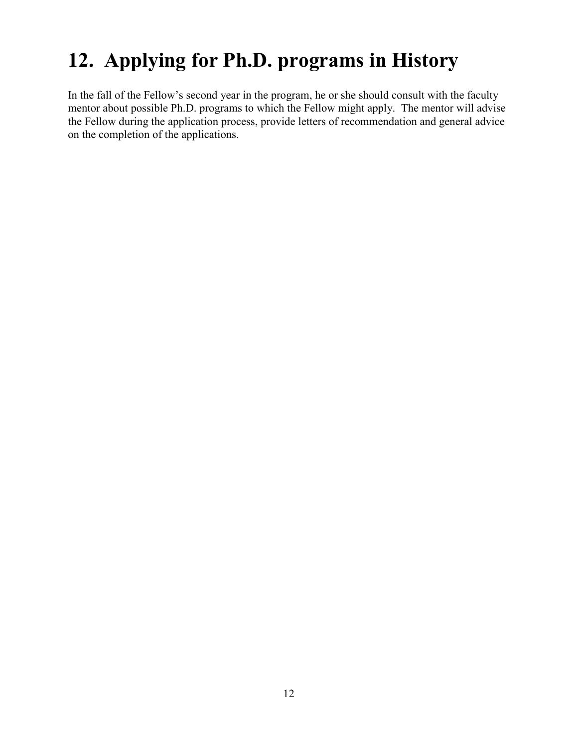# 12.  Applying for Ph.D. programs in History

In the fall of the Fellow's second year in the program, he or she should consult with the faculty mentor about possible Ph.D. programs to which the Fellow might apply.  The mentor will advise the Fellow during the application process, provide letters of recommendation and general advice on the completion of the applications.